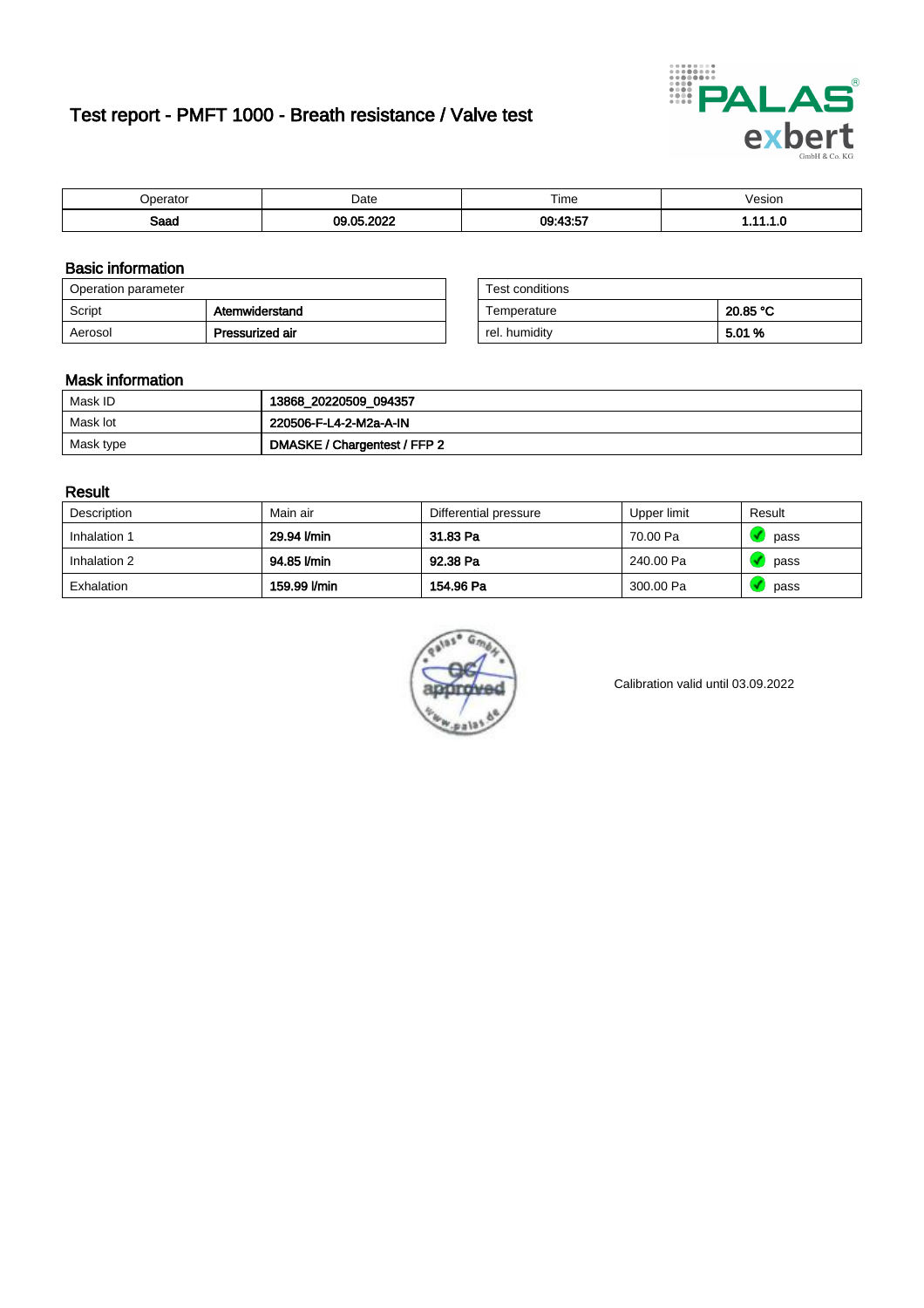# Test report - PMFT 1000 - Breath resistance / Valve test

| Operator | Date | Time | Vesion |
|---|---|---|---|
| **Saad** | **09.05.2022** | **09:43:57** | **1.11.1.0** |

## Basic information

| Operation parameter | |
|---|---|
| Script | **Atemwiderstand** |
| Aerosol | **Pressurized air** |

| Test conditions | |
|---|---|
| Temperature | **20.85 °C** |
| rel. humidity | **5.01 %** |

## Mask information

| | |
|---|---|
| Mask ID | **13868_20220509_094357** |
| Mask lot | **220506-F-L4-2-M2a-A-IN** |
| Mask type | **DMASKE / Chargentest / FFP 2** |

## Result

| Description | Main air | Differential pressure | Upper limit | Result |
|---|---|---|---|---|
| Inhalation 1 | **29.94 l/min** | **31.83 Pa** | 70.00 Pa | pass |
| Inhalation 2 | **94.85 l/min** | **92.38 Pa** | 240.00 Pa | pass |
| Exhalation | **159.99 l/min** | **154.96 Pa** | 300.00 Pa | pass |

Calibration valid until 03.09.2022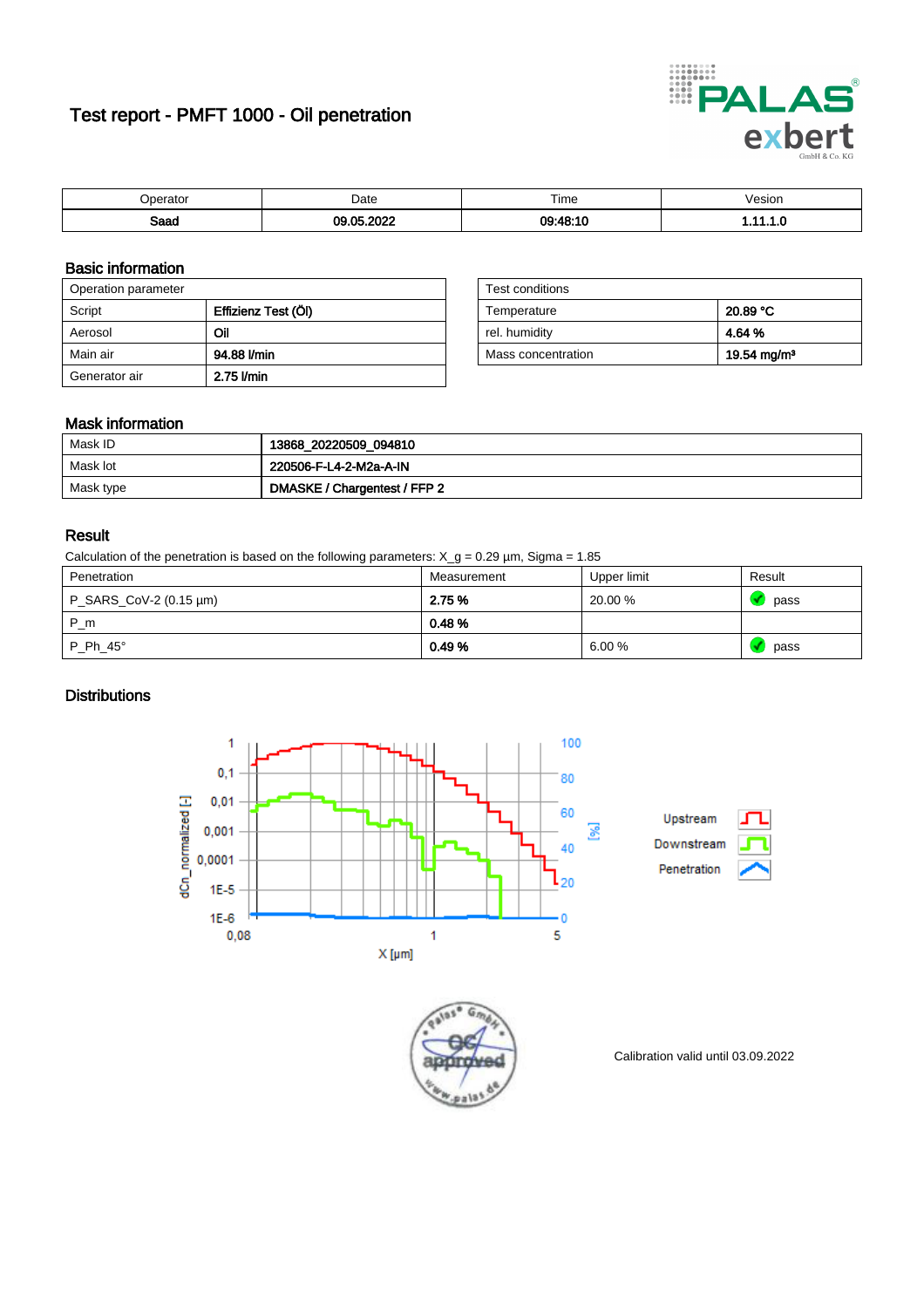# Test report - PMFT 1000 - Oil penetration

PALAS exbert GmbH & Co. KG

| Operator | Date | Time | Vesion |
|---|---|---|---|
| **Saad** | **09.05.2022** | **09:48:10** | **1.11.1.0** |

## Basic information

| Operation parameter | |
|---|---|
| Script | **Effizienz Test (Öl)** |
| Aerosol | **Oil** |
| Main air | **94.88 l/min** |
| Generator air | **2.75 l/min** |

| Test conditions | |
|---|---|
| Temperature | **20.89 °C** |
| rel. humidity | **4.64 %** |
| Mass concentration | **19.54 mg/m³** |

## Mask information

| | |
|---|---|
| Mask ID | **13868_20220509_094810** |
| Mask lot | **220506-F-L4-2-M2a-A-IN** |
| Mask type | **DMASKE / Chargentest / FFP 2** |

## Result

Calculation of the penetration is based on the following parameters: X_g = 0.29 µm, Sigma = 1.85

| Penetration | Measurement | Upper limit | Result |
|---|---|---|---|
| P_SARS_CoV-2 (0.15 µm) | **2.75 %** | 20.00 % | pass |
| P_m | **0.48 %** | | |
| P_Ph_45° | **0.49 %** | 6.00 % | pass |

## Distributions

dCn_normalized [-]
1
0,1
0,01
0,001
0,0001
1E-5
1E-6
0,08
1
5
X [µm]
[%]
100
80
60
40
20
0
Upstream
Downstream
Penetration

Palas® GmbH QC approved www.palas.de

Calibration valid until 03.09.2022